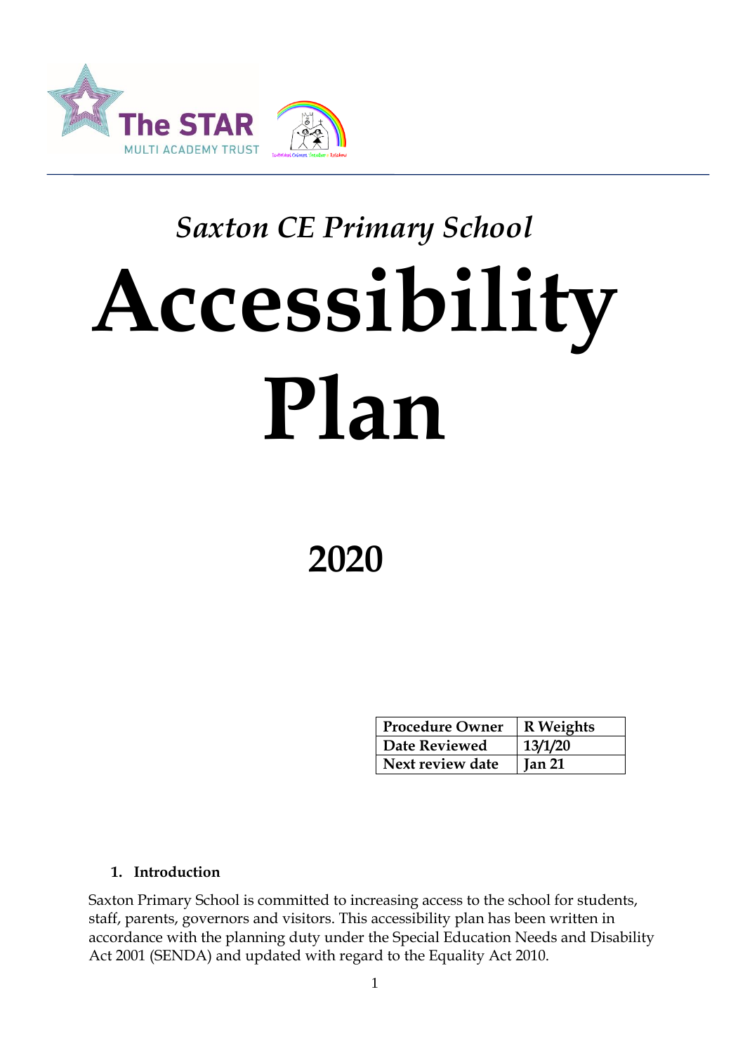*Saxton CE Primary School*

# Accessibility Plan

## 2020

| Procedure Owner | R Weights |
|---|---|
| Date Reviewed | 13/1/20 |
| Next review date | Jan 21 |

### 1. Introduction

Saxton Primary School is committed to increasing access to the school for students, staff, parents, governors and visitors. This accessibility plan has been written in accordance with the planning duty under the Special Education Needs and Disability Act 2001 (SENDA) and updated with regard to the Equality Act 2010.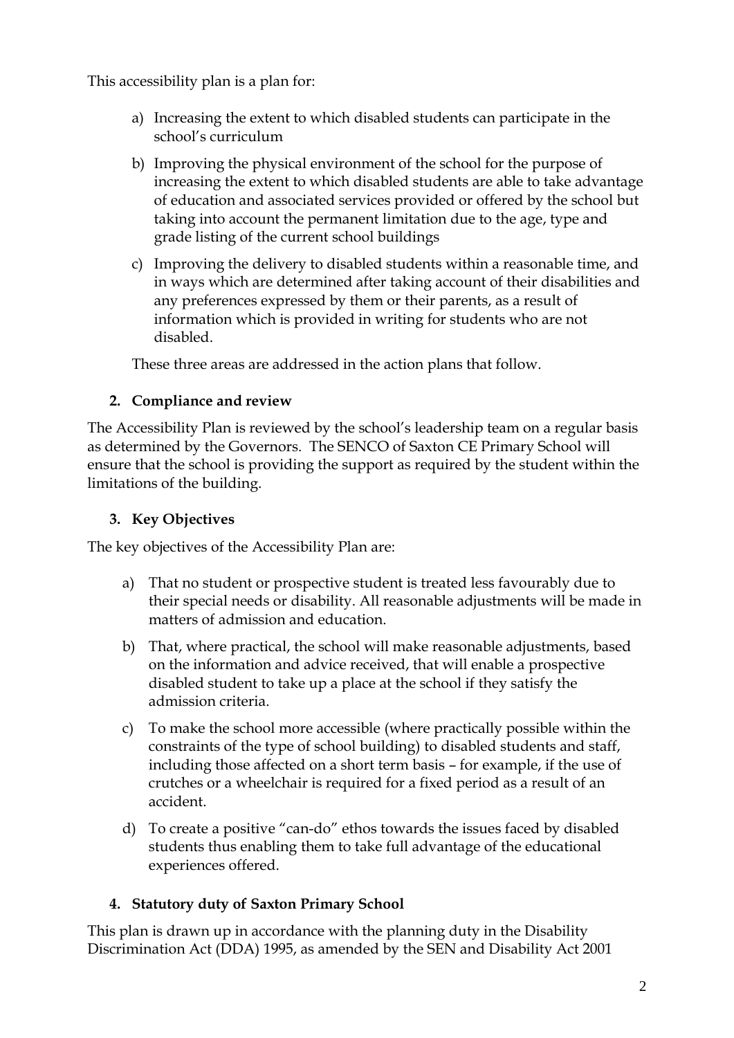This accessibility plan is a plan for:

a) Increasing the extent to which disabled students can participate in the school's curriculum

b) Improving the physical environment of the school for the purpose of increasing the extent to which disabled students are able to take advantage of education and associated services provided or offered by the school but taking into account the permanent limitation due to the age, type and grade listing of the current school buildings

c) Improving the delivery to disabled students within a reasonable time, and in ways which are determined after taking account of their disabilities and any preferences expressed by them or their parents, as a result of information which is provided in writing for students who are not disabled.

These three areas are addressed in the action plans that follow.

## 2. Compliance and review

The Accessibility Plan is reviewed by the school's leadership team on a regular basis as determined by the Governors. The SENCO of Saxton CE Primary School will ensure that the school is providing the support as required by the student within the limitations of the building.

## 3. Key Objectives

The key objectives of the Accessibility Plan are:

a) That no student or prospective student is treated less favourably due to their special needs or disability. All reasonable adjustments will be made in matters of admission and education.

b) That, where practical, the school will make reasonable adjustments, based on the information and advice received, that will enable a prospective disabled student to take up a place at the school if they satisfy the admission criteria.

c) To make the school more accessible (where practically possible within the constraints of the type of school building) to disabled students and staff, including those affected on a short term basis – for example, if the use of crutches or a wheelchair is required for a fixed period as a result of an accident.

d) To create a positive "can-do" ethos towards the issues faced by disabled students thus enabling them to take full advantage of the educational experiences offered.

## 4. Statutory duty of Saxton Primary School

This plan is drawn up in accordance with the planning duty in the Disability Discrimination Act (DDA) 1995, as amended by the SEN and Disability Act 2001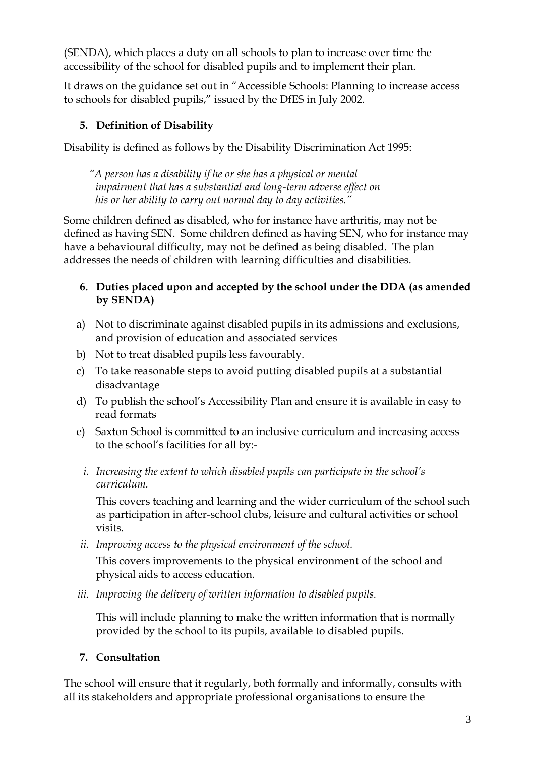(SENDA), which places a duty on all schools to plan to increase over time the accessibility of the school for disabled pupils and to implement their plan.

It draws on the guidance set out in "Accessible Schools: Planning to increase access to schools for disabled pupils," issued by the DfES in July 2002.

## 5. Definition of Disability

Disability is defined as follows by the Disability Discrimination Act 1995:

> *"A person has a disability if he or she has a physical or mental impairment that has a substantial and long-term adverse effect on his or her ability to carry out normal day to day activities."*

Some children defined as disabled, who for instance have arthritis, may not be defined as having SEN. Some children defined as having SEN, who for instance may have a behavioural difficulty, may not be defined as being disabled. The plan addresses the needs of children with learning difficulties and disabilities.

## 6. Duties placed upon and accepted by the school under the DDA (as amended by SENDA)

a) Not to discriminate against disabled pupils in its admissions and exclusions, and provision of education and associated services

b) Not to treat disabled pupils less favourably.

c) To take reasonable steps to avoid putting disabled pupils at a substantial disadvantage

d) To publish the school's Accessibility Plan and ensure it is available in easy to read formats

e) Saxton School is committed to an inclusive curriculum and increasing access to the school's facilities for all by:-

   i. *Increasing the extent to which disabled pupils can participate in the school's curriculum.*

      This covers teaching and learning and the wider curriculum of the school such as participation in after-school clubs, leisure and cultural activities or school visits.

   ii. *Improving access to the physical environment of the school.*

      This covers improvements to the physical environment of the school and physical aids to access education.

   iii. *Improving the delivery of written information to disabled pupils.*

      This will include planning to make the written information that is normally provided by the school to its pupils, available to disabled pupils.

## 7. Consultation

The school will ensure that it regularly, both formally and informally, consults with all its stakeholders and appropriate professional organisations to ensure the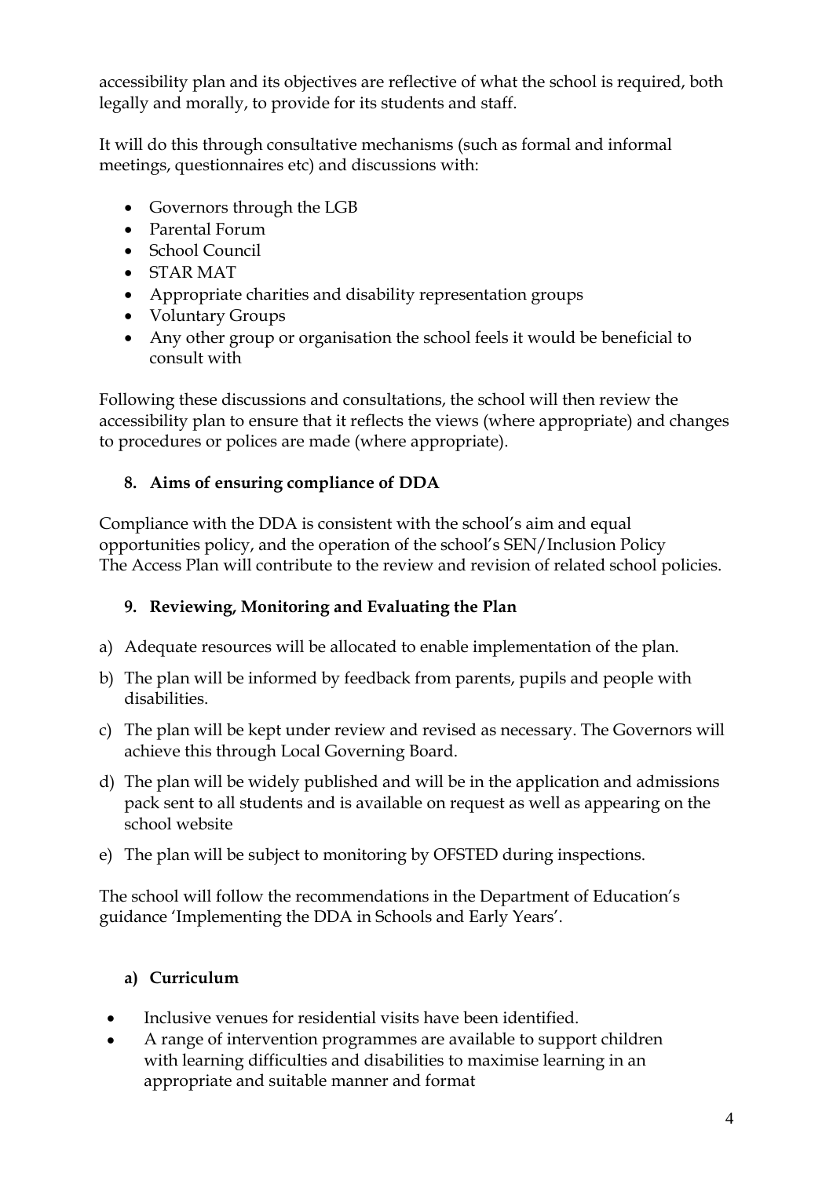accessibility plan and its objectives are reflective of what the school is required, both legally and morally, to provide for its students and staff.

It will do this through consultative mechanisms (such as formal and informal meetings, questionnaires etc) and discussions with:

- Governors through the LGB
- Parental Forum
- School Council
- STAR MAT
- Appropriate charities and disability representation groups
- Voluntary Groups
- Any other group or organisation the school feels it would be beneficial to consult with

Following these discussions and consultations, the school will then review the accessibility plan to ensure that it reflects the views (where appropriate) and changes to procedures or polices are made (where appropriate).

## 8. Aims of ensuring compliance of DDA

Compliance with the DDA is consistent with the school's aim and equal opportunities policy, and the operation of the school's SEN/Inclusion Policy
The Access Plan will contribute to the review and revision of related school policies.

## 9. Reviewing, Monitoring and Evaluating the Plan

a) Adequate resources will be allocated to enable implementation of the plan.

b) The plan will be informed by feedback from parents, pupils and people with disabilities.

c) The plan will be kept under review and revised as necessary. The Governors will achieve this through Local Governing Board.

d) The plan will be widely published and will be in the application and admissions pack sent to all students and is available on request as well as appearing on the school website

e) The plan will be subject to monitoring by OFSTED during inspections.

The school will follow the recommendations in the Department of Education's guidance 'Implementing the DDA in Schools and Early Years'.

### a) Curriculum

- Inclusive venues for residential visits have been identified.
- A range of intervention programmes are available to support children with learning difficulties and disabilities to maximise learning in an appropriate and suitable manner and format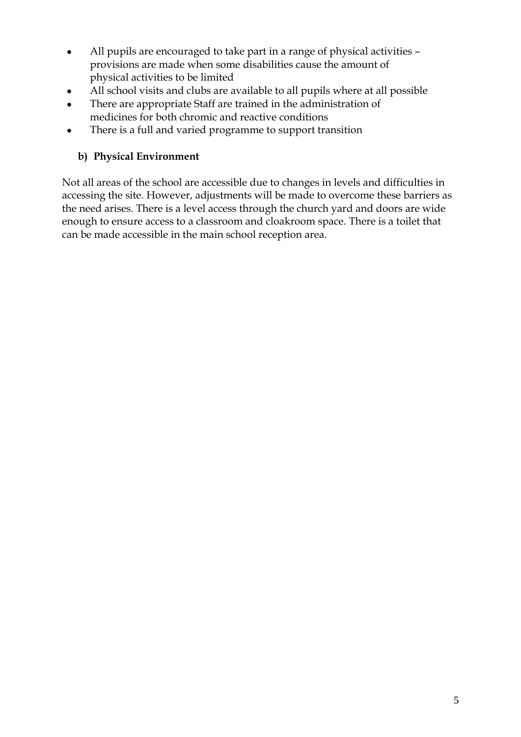- All pupils are encouraged to take part in a range of physical activities – provisions are made when some disabilities cause the amount of physical activities to be limited
- All school visits and clubs are available to all pupils where at all possible
- There are appropriate Staff are trained in the administration of medicines for both chromic and reactive conditions
- There is a full and varied programme to support transition

### b) Physical Environment

Not all areas of the school are accessible due to changes in levels and difficulties in accessing the site. However, adjustments will be made to overcome these barriers as the need arises. There is a level access through the church yard and doors are wide enough to ensure access to a classroom and cloakroom space. There is a toilet that can be made accessible in the main school reception area.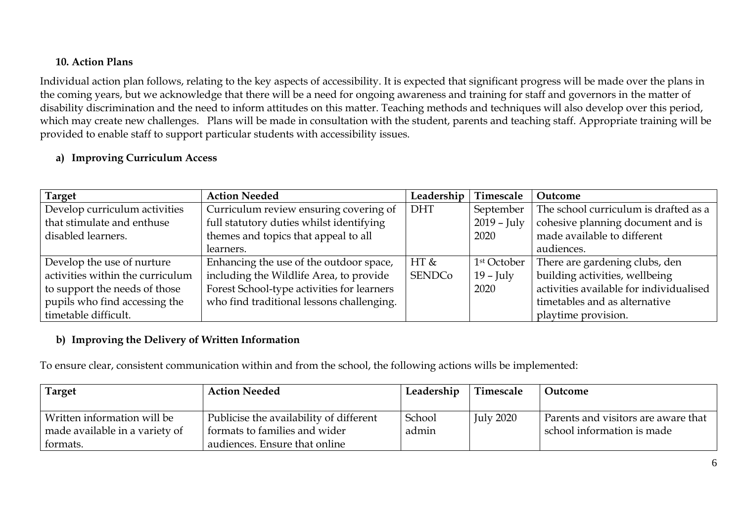### 10. Action Plans

Individual action plan follows, relating to the key aspects of accessibility. It is expected that significant progress will be made over the plans in the coming years, but we acknowledge that there will be a need for ongoing awareness and training for staff and governors in the matter of disability discrimination and the need to inform attitudes on this matter. Teaching methods and techniques will also develop over this period, which may create new challenges. Plans will be made in consultation with the student, parents and teaching staff. Appropriate training will be provided to enable staff to support particular students with accessibility issues.

#### a) Improving Curriculum Access

| Target | Action Needed | Leadership | Timescale | Outcome |
| --- | --- | --- | --- | --- |
| Develop curriculum activities that stimulate and enthuse disabled learners. | Curriculum review ensuring covering of full statutory duties whilst identifying themes and topics that appeal to all learners. | DHT | September 2019 – July 2020 | The school curriculum is drafted as a cohesive planning document and is made available to different audiences. |
| Develop the use of nurture activities within the curriculum to support the needs of those pupils who find accessing the timetable difficult. | Enhancing the use of the outdoor space, including the Wildlife Area, to provide Forest School-type activities for learners who find traditional lessons challenging. | HT & SENDCo | 1st October 19 – July 2020 | There are gardening clubs, den building activities, wellbeing activities available for individualised timetables and as alternative playtime provision. |

#### b) Improving the Delivery of Written Information

To ensure clear, consistent communication within and from the school, the following actions wills be implemented:

| Target | Action Needed | Leadership | Timescale | Outcome |
| --- | --- | --- | --- | --- |
| Written information will be made available in a variety of formats. | Publicise the availability of different formats to families and wider audiences. Ensure that online | School admin | July 2020 | Parents and visitors are aware that school information is made |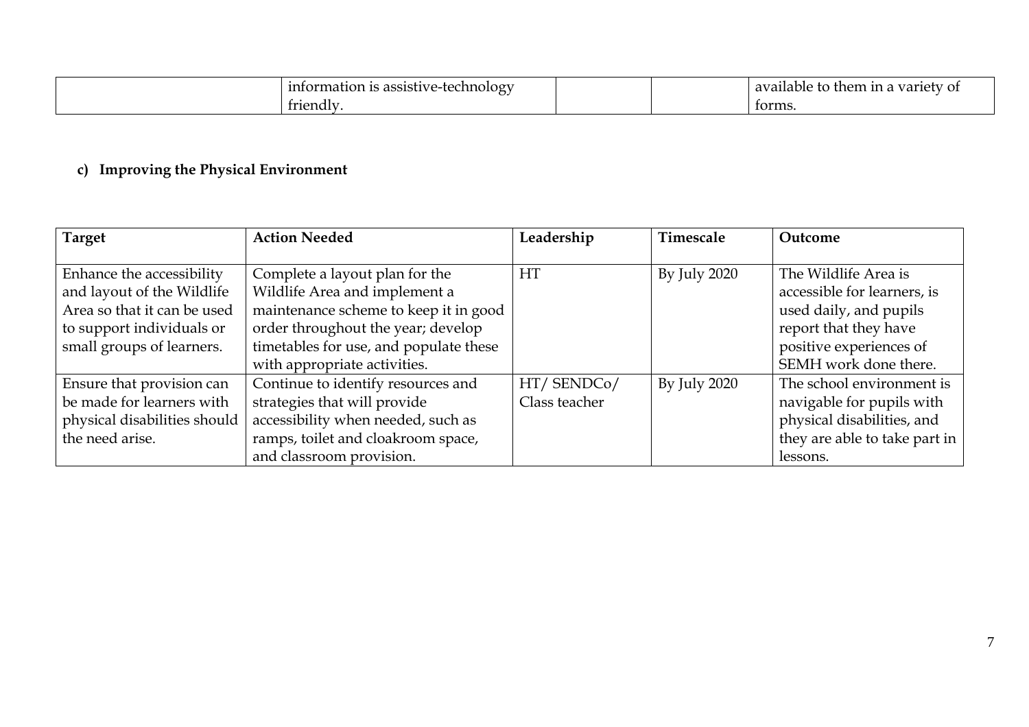| | | | | |
|---|---|---|---|---|
| | information is assistive-technology friendly. | | | available to them in a variety of forms. |

**c) Improving the Physical Environment**

| Target | Action Needed | Leadership | Timescale | Outcome |
|---|---|---|---|---|
| Enhance the accessibility and layout of the Wildlife Area so that it can be used to support individuals or small groups of learners. | Complete a layout plan for the Wildlife Area and implement a maintenance scheme to keep it in good order throughout the year; develop timetables for use, and populate these with appropriate activities. | HT | By July 2020 | The Wildlife Area is accessible for learners, is used daily, and pupils report that they have positive experiences of SEMH work done there. |
| Ensure that provision can be made for learners with physical disabilities should the need arise. | Continue to identify resources and strategies that will provide accessibility when needed, such as ramps, toilet and cloakroom space, and classroom provision. | HT/ SENDCo/ Class teacher | By July 2020 | The school environment is navigable for pupils with physical disabilities, and they are able to take part in lessons. |